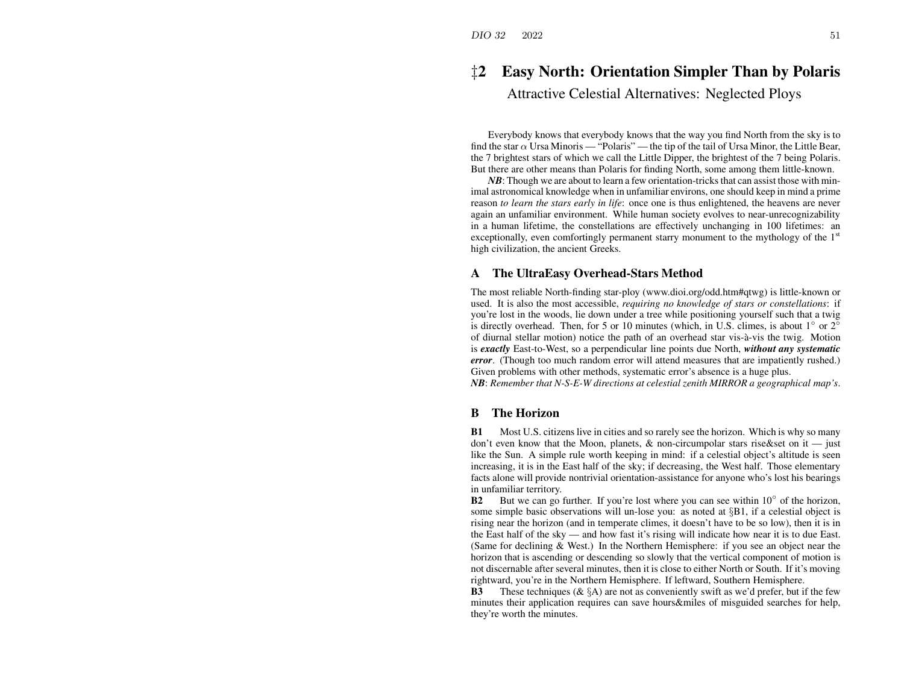# ‡2 Easy North: Orientation Simpler Than by Polaris

## Attractive Celestial Alternatives: Neglected Ploys

Everybody knows that everybody knows that the way you find North from the sky is to find the star $\alpha$ Ursa Minoris — "Polaris" — the tip of the tail of Ursa Minor, the Little Bear, the 7 brightest stars of which we call the Little Dipper, the brightest of the 7 being Polaris. But there are other means than Polaris for finding North, some among them little-known.

***NB***: Though we are about to learn a few orientation-tricks that can assist those with minimal astronomical knowledge when in unfamiliar environs, one should keep in mind a prime reason *to learn the stars early in life*: once one is thus enlightened, the heavens are never again an unfamiliar environment. While human society evolves to near-unrecognizability in a human lifetime, the constellations are effectively unchanging in 100 lifetimes: an exceptionally, even comfortingly permanent starry monument to the mythology of the 1st high civilization, the ancient Greeks.

## A The UltraEasy Overhead-Stars Method

The most reliable North-finding star-ploy (www.dioi.org/odd.htm#qtwg) is little-known or used. It is also the most accessible, *requiring no knowledge of stars or constellations*: if you're lost in the woods, lie down under a tree while positioning yourself such that a twig is directly overhead. Then, for 5 or 10 minutes (which, in U.S. climes, is about $1^\circ$ or $2^\circ$ of diurnal stellar motion) notice the path of an overhead star vis-à-vis the twig. Motion is ***exactly*** East-to-West, so a perpendicular line points due North, ***without any systematic error***. (Though too much random error will attend measures that are impatiently rushed.) Given problems with other methods, systematic error's absence is a huge plus.

***NB***: *Remember that N-S-E-W directions at celestial zenith MIRROR a geographical map's.*

## B The Horizon

**B1** Most U.S. citizens live in cities and so rarely see the horizon. Which is why so many don't even know that the Moon, planets, & non-circumpolar stars rise&set on it — just like the Sun. A simple rule worth keeping in mind: if a celestial object's altitude is seen increasing, it is in the East half of the sky; if decreasing, the West half. Those elementary facts alone will provide nontrivial orientation-assistance for anyone who's lost his bearings in unfamiliar territory.

**B2** But we can go further. If you're lost where you can see within $10^\circ$ of the horizon, some simple basic observations will un-lose you: as noted at §B1, if a celestial object is rising near the horizon (and in temperate climes, it doesn't have to be so low), then it is in the East half of the sky — and how fast it's rising will indicate how near it is to due East. (Same for declining & West.) In the Northern Hemisphere: if you see an object near the horizon that is ascending or descending so slowly that the vertical component of motion is not discernable after several minutes, then it is close to either North or South. If it's moving rightward, you're in the Northern Hemisphere. If leftward, Southern Hemisphere.

**B3** These techniques (& §A) are not as conveniently swift as we'd prefer, but if the few minutes their application requires can save hours&miles of misguided searches for help, they're worth the minutes.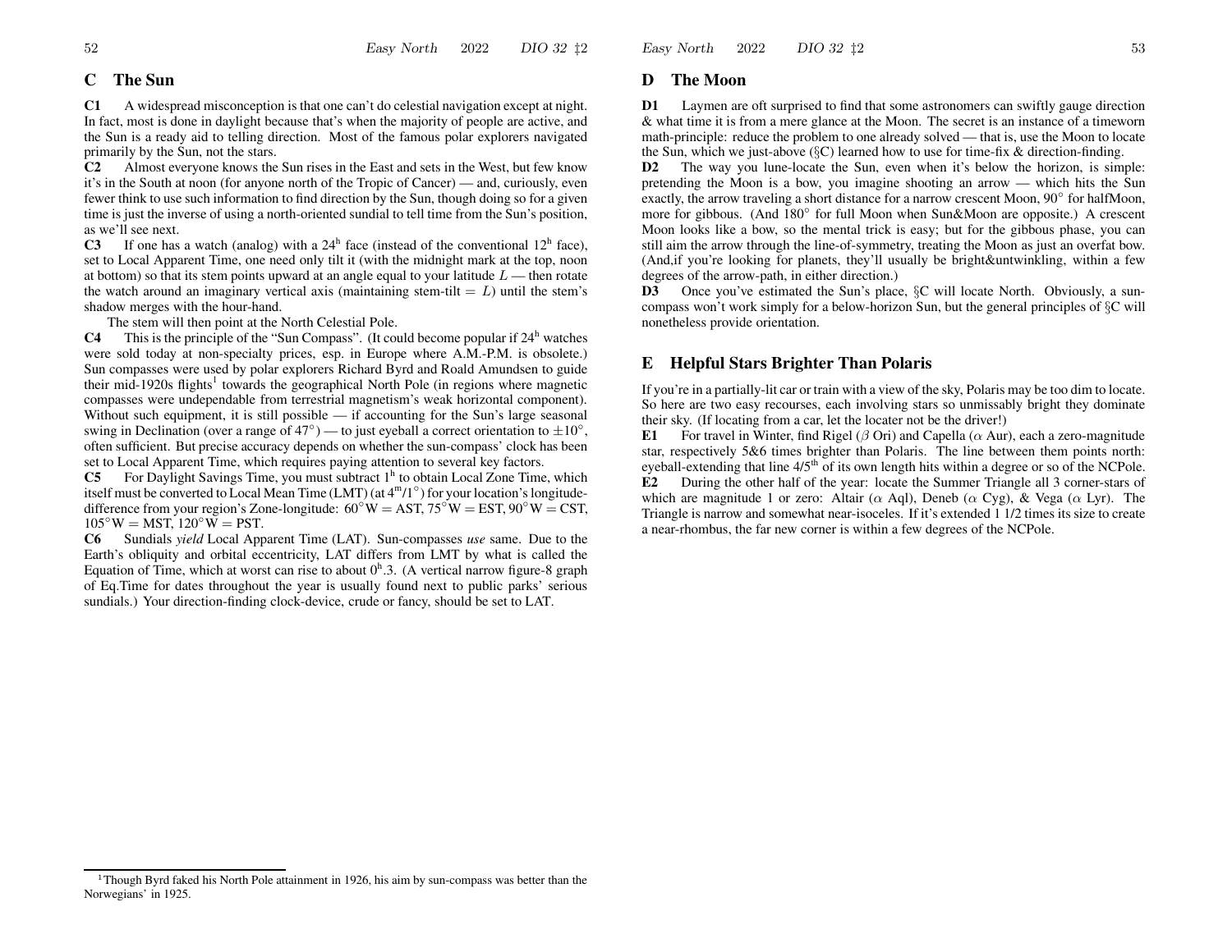## C The Sun

**C1** A widespread misconception is that one can't do celestial navigation except at night. In fact, most is done in daylight because that's when the majority of people are active, and the Sun is a ready aid to telling direction. Most of the famous polar explorers navigated primarily by the Sun, not the stars.

**C2** Almost everyone knows the Sun rises in the East and sets in the West, but few know it's in the South at noon (for anyone north of the Tropic of Cancer) — and, curiously, even fewer think to use such information to find direction by the Sun, though doing so for a given time is just the inverse of using a north-oriented sundial to tell time from the Sun's position, as we'll see next.

**C3** If one has a watch (analog) with a $24^{\mathrm{h}}$ face (instead of the conventional $12^{\mathrm{h}}$ face), set to Local Apparent Time, one need only tilt it (with the midnight mark at the top, noon at bottom) so that its stem points upward at an angle equal to your latitude $L$ — then rotate the watch around an imaginary vertical axis (maintaining stem-tilt $= L$) until the stem's shadow merges with the hour-hand.

The stem will then point at the North Celestial Pole.

**C4** This is the principle of the "Sun Compass". (It could become popular if $24^{\mathrm{h}}$ watches were sold today at non-specialty prices, esp. in Europe where A.M.-P.M. is obsolete.) Sun compasses were used by polar explorers Richard Byrd and Roald Amundsen to guide their mid-1920s flights[1] towards the geographical North Pole (in regions where magnetic compasses were undependable from terrestrial magnetism's weak horizontal component). Without such equipment, it is still possible — if accounting for the Sun's large seasonal swing in Declination (over a range of $47°$) — to just eyeball a correct orientation to $\pm 10°$, often sufficient. But precise accuracy depends on whether the sun-compass' clock has been set to Local Apparent Time, which requires paying attention to several key factors.

**C5** For Daylight Savings Time, you must subtract $1^{\mathrm{h}}$ to obtain Local Zone Time, which itself must be converted to Local Mean Time (LMT) (at $4^{\mathrm{m}}/1°$) for your location's longitude-difference from your region's Zone-longitude: $60°$W = AST, $75°$W = EST, $90°$W = CST, $105°$W = MST, $120°$W = PST.

**C6** Sundials *yield* Local Apparent Time (LAT). Sun-compasses *use* same. Due to the Earth's obliquity and orbital eccentricity, LAT differs from LMT by what is called the Equation of Time, which at worst can rise to about $0^{\mathrm{h}}.3$. (A vertical narrow figure-8 graph of Eq.Time for dates throughout the year is usually found next to public parks' serious sundials.) Your direction-finding clock-device, crude or fancy, should be set to LAT.

[1] Though Byrd faked his North Pole attainment in 1926, his aim by sun-compass was better than the Norwegians' in 1925.

## D The Moon

**D1** Laymen are oft surprised to find that some astronomers can swiftly gauge direction & what time it is from a mere glance at the Moon. The secret is an instance of a timeworn math-principle: reduce the problem to one already solved — that is, use the Moon to locate the Sun, which we just-above (§C) learned how to use for time-fix & direction-finding.

**D2** The way you lune-locate the Sun, even when it's below the horizon, is simple: pretending the Moon is a bow, you imagine shooting an arrow — which hits the Sun exactly, the arrow traveling a short distance for a narrow crescent Moon, $90°$ for halfMoon, more for gibbous. (And $180°$ for full Moon when Sun&Moon are opposite.) A crescent Moon looks like a bow, so the mental trick is easy; but for the gibbous phase, you can still aim the arrow through the line-of-symmetry, treating the Moon as just an overfat bow. (And,if you're looking for planets, they'll usually be bright&untwinkling, within a few degrees of the arrow-path, in either direction.)

**D3** Once you've estimated the Sun's place, §C will locate North. Obviously, a sun-compass won't work simply for a below-horizon Sun, but the general principles of §C will nonetheless provide orientation.

## E Helpful Stars Brighter Than Polaris

If you're in a partially-lit car or train with a view of the sky, Polaris may be too dim to locate. So here are two easy recourses, each involving stars so unmissably bright they dominate their sky. (If locating from a car, let the locater not be the driver!)

**E1** For travel in Winter, find Rigel ($\beta$ Ori) and Capella ($\alpha$ Aur), each a zero-magnitude star, respectively 5&6 times brighter than Polaris. The line between them points north: eyeball-extending that line 4/5$^{\mathrm{th}}$ of its own length hits within a degree or so of the NCPole.

**E2** During the other half of the year: locate the Summer Triangle all 3 corner-stars of which are magnitude 1 or zero: Altair ($\alpha$ Aql), Deneb ($\alpha$ Cyg), & Vega ($\alpha$ Lyr). The Triangle is narrow and somewhat near-isoceles. If it's extended 1 1/2 times its size to create a near-rhombus, the far new corner is within a few degrees of the NCPole.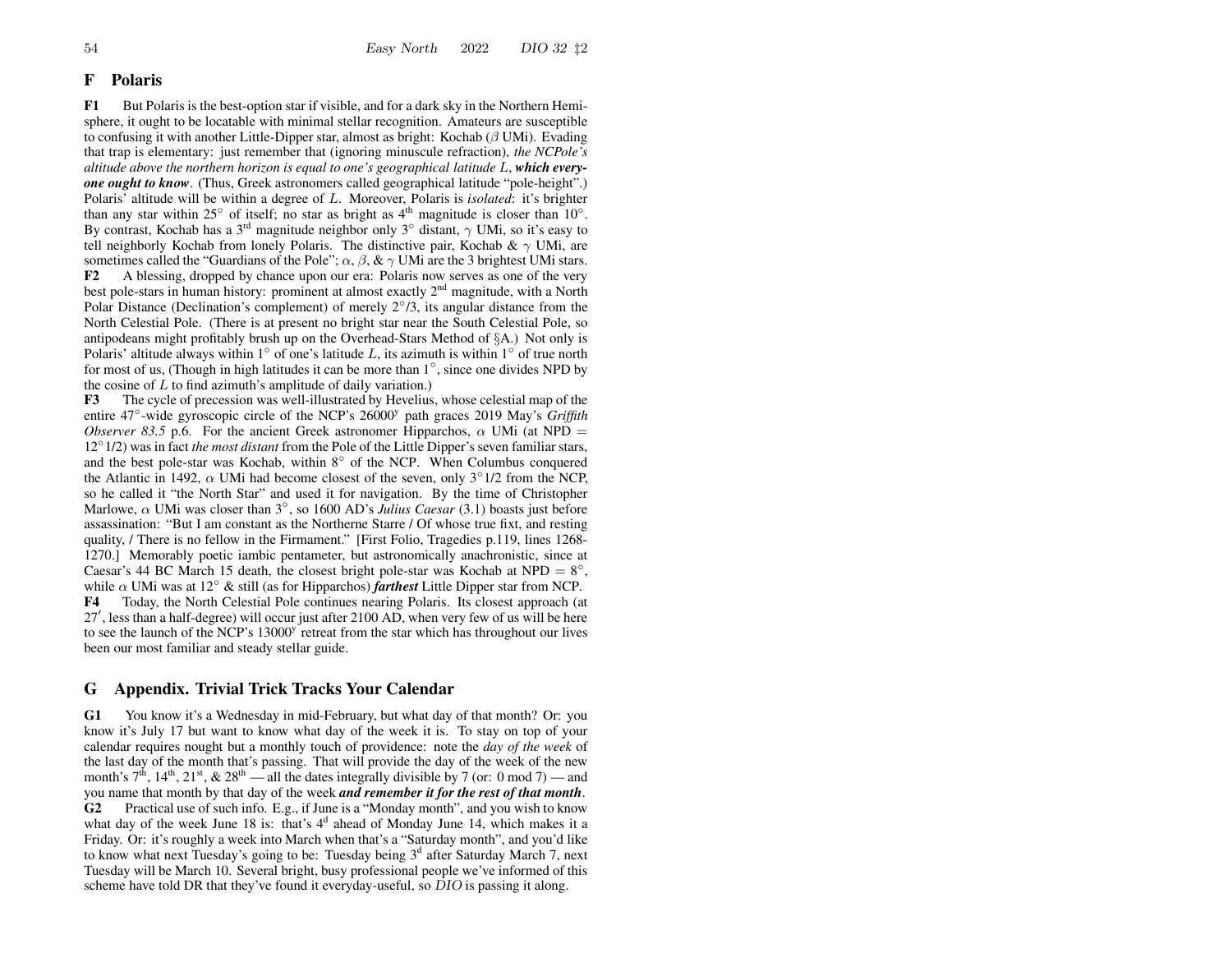## F Polaris

**F1** But Polaris is the best-option star if visible, and for a dark sky in the Northern Hemisphere, it ought to be locatable with minimal stellar recognition. Amateurs are susceptible to confusing it with another Little-Dipper star, almost as bright: Kochab ($\beta$ UMi). Evading that trap is elementary: just remember that (ignoring minuscule refraction), *the NCPole's altitude above the northern horizon is equal to one's geographical latitude $L$, **which everyone ought to know***. (Thus, Greek astronomers called geographical latitude "pole-height".) Polaris' altitude will be within a degree of $L$. Moreover, Polaris is *isolated*: it's brighter than any star within 25° of itself; no star as bright as 4th magnitude is closer than 10°. By contrast, Kochab has a 3rd magnitude neighbor only 3° distant, $\gamma$ UMi, so it's easy to tell neighborly Kochab from lonely Polaris. The distinctive pair, Kochab & $\gamma$ UMi, are sometimes called the "Guardians of the Pole"; $\alpha$, $\beta$, & $\gamma$ UMi are the 3 brightest UMi stars.

**F2** A blessing, dropped by chance upon our era: Polaris now serves as one of the very best pole-stars in human history: prominent at almost exactly 2nd magnitude, with a North Polar Distance (Declination's complement) of merely 2°/3, its angular distance from the North Celestial Pole. (There is at present no bright star near the South Celestial Pole, so antipodeans might profitably brush up on the Overhead-Stars Method of §A.) Not only is Polaris' altitude always within 1° of one's latitude $L$, its azimuth is within 1° of true north for most of us, (Though in high latitudes it can be more than 1°, since one divides NPD by the cosine of $L$ to find azimuth's amplitude of daily variation.)

**F3** The cycle of precession was well-illustrated by Hevelius, whose celestial map of the entire 47°-wide gyroscopic circle of the NCP's 26000y path graces 2019 May's *Griffith Observer 83.5* p.6. For the ancient Greek astronomer Hipparchos, $\alpha$ UMi (at NPD = 12°1/2) was in fact *the most distant* from the Pole of the Little Dipper's seven familiar stars, and the best pole-star was Kochab, within 8° of the NCP. When Columbus conquered the Atlantic in 1492, $\alpha$ UMi had become closest of the seven, only 3°1/2 from the NCP, so he called it "the North Star" and used it for navigation. By the time of Christopher Marlowe, $\alpha$ UMi was closer than 3°, so 1600 AD's *Julius Caesar* (3.1) boasts just before assassination: "But I am constant as the Northerne Starre / Of whose true fixt, and resting quality, / There is no fellow in the Firmament." [First Folio, Tragedies p.119, lines 1268-1270.] Memorably poetic iambic pentameter, but astronomically anachronistic, since at Caesar's 44 BC March 15 death, the closest bright pole-star was Kochab at NPD = 8°, while $\alpha$ UMi was at 12° & still (as for Hipparchos) ***farthest*** Little Dipper star from NCP.

**F4** Today, the North Celestial Pole continues nearing Polaris. Its closest approach (at 27′, less than a half-degree) will occur just after 2100 AD, when very few of us will be here to see the launch of the NCP's 13000y retreat from the star which has throughout our lives been our most familiar and steady stellar guide.

## G Appendix. Trivial Trick Tracks Your Calendar

**G1** You know it's a Wednesday in mid-February, but what day of that month? Or: you know it's July 17 but want to know what day of the week it is. To stay on top of your calendar requires nought but a monthly touch of providence: note the *day of the week* of the last day of the month that's passing. That will provide the day of the week of the new month's 7th, 14th, 21st, & 28th — all the dates integrally divisible by 7 (or: 0 mod 7) — and you name that month by that day of the week ***and remember it for the rest of that month***.

**G2** Practical use of such info. E.g., if June is a "Monday month", and you wish to know what day of the week June 18 is: that's 4d ahead of Monday June 14, which makes it a Friday. Or: it's roughly a week into March when that's a "Saturday month", and you'd like to know what next Tuesday's going to be: Tuesday being 3d after Saturday March 7, next Tuesday will be March 10. Several bright, busy professional people we've informed of this scheme have told DR that they've found it everyday-useful, so *DIO* is passing it along.